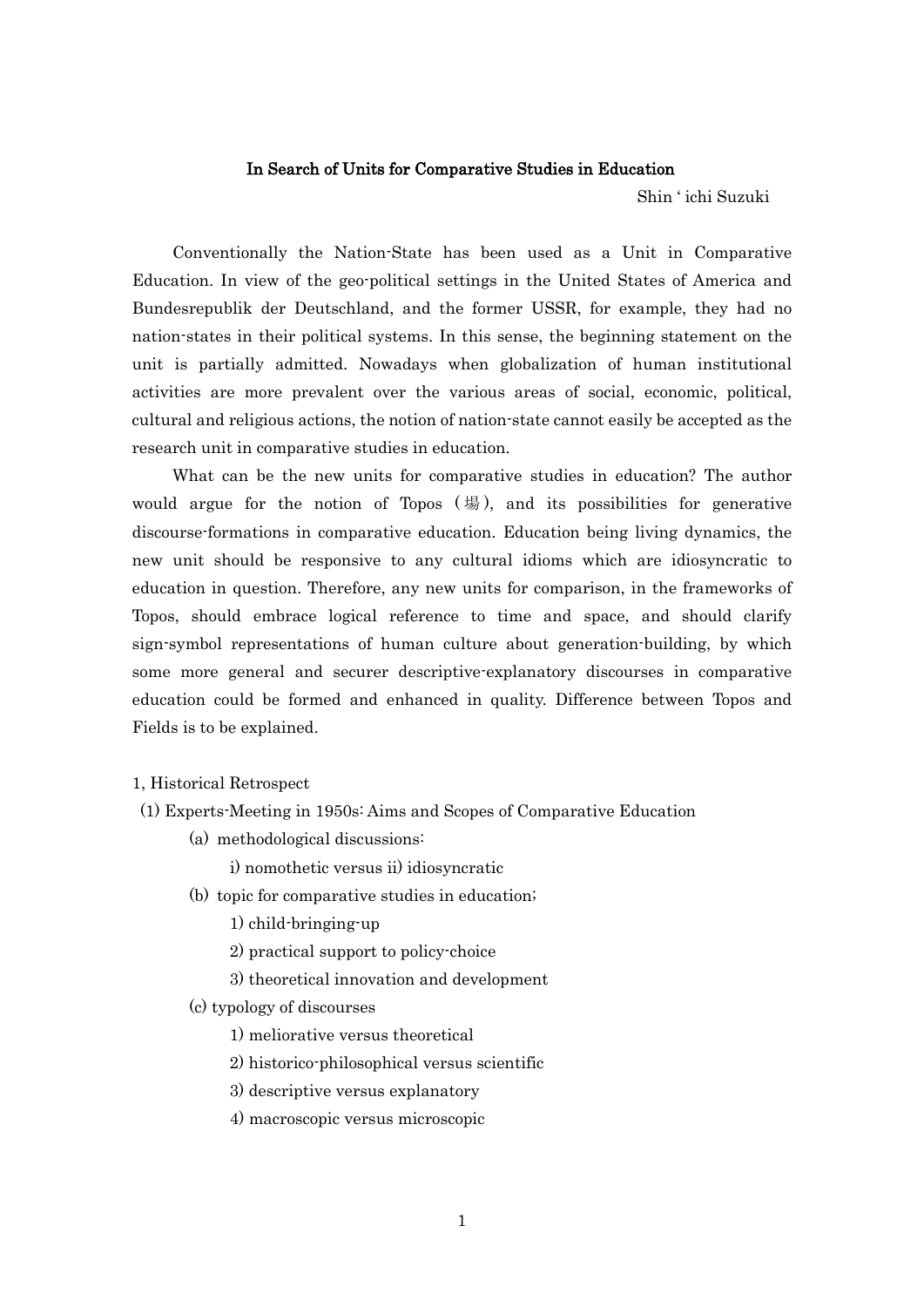# In Search of Units for Comparative Studies in Education

Shin ' ichi Suzuki

Conventionally the Nation-State has been used as a Unit in Comparative Education. In view of the geo-political settings in the United States of America and Bundesrepublik der Deutschland, and the former USSR, for example, they had no nation-states in their political systems. In this sense, the beginning statement on the unit is partially admitted. Nowadays when globalization of human institutional activities are more prevalent over the various areas of social, economic, political, cultural and religious actions, the notion of nation-state cannot easily be accepted as the research unit in comparative studies in education.

What can be the new units for comparative studies in education? The author would argue for the notion of Topos (場), and its possibilities for generative discourse-formations in comparative education. Education being living dynamics, the new unit should be responsive to any cultural idioms which are idiosyncratic to education in question. Therefore, any new units for comparison, in the frameworks of Topos, should embrace logical reference to time and space, and should clarify sign-symbol representations of human culture about generation-building, by which some more general and securer descriptive-explanatory discourses in comparative education could be formed and enhanced in quality. Difference between Topos and Fields is to be explained.

## 1, Historical Retrospect

(1) Experts-Meeting in 1950s: Aims and Scopes of Comparative Education

- (a) methodological discussions:
  - i) nomothetic versus ii) idiosyncratic
- (b) topic for comparative studies in education;
  - 1) child-bringing-up
  - 2) practical support to policy-choice
  - 3) theoretical innovation and development
- (c) typology of discourses
  - 1) meliorative versus theoretical
  - 2) historico-philosophical versus scientific
  - 3) descriptive versus explanatory
  - 4) macroscopic versus microscopic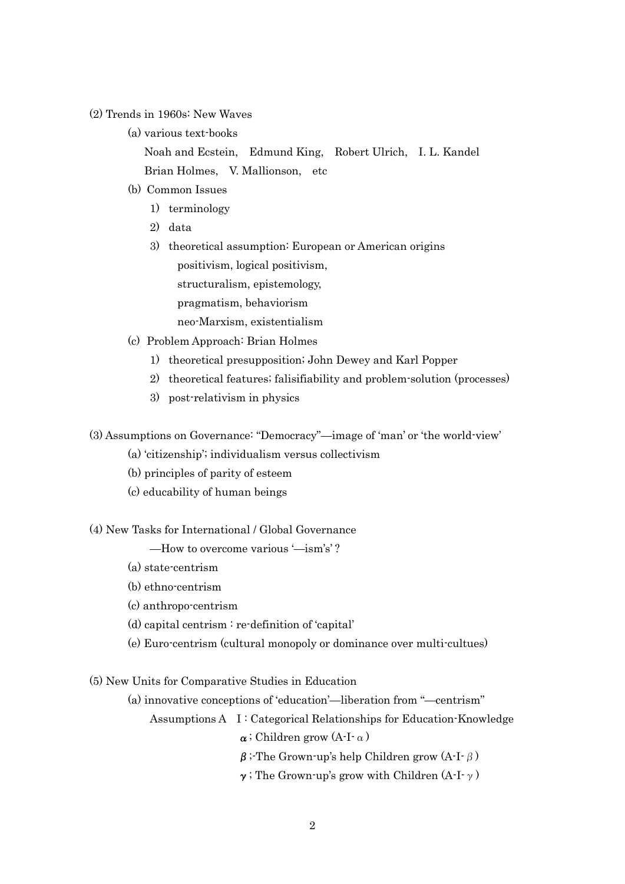(2) Trends in 1960s: New Waves

(a) various text-books

Noah and Ecstein, Edmund King, Robert Ulrich, I. L. Kandel
Brian Holmes, V. Mallionson, etc

(b) Common Issues

1) terminology

2) data

3) theoretical assumption: European or American origins
positivism, logical positivism,
structuralism, epistemology,
pragmatism, behaviorism
neo-Marxism, existentialism

(c) Problem Approach: Brian Holmes

1) theoretical presupposition; John Dewey and Karl Popper

2) theoretical features; falisifiability and problem-solution (processes)

3) post-relativism in physics

(3) Assumptions on Governance: "Democracy"—image of 'man' or 'the world-view'

(a) 'citizenship'; individualism versus collectivism

(b) principles of parity of esteem

(c) educability of human beings

(4) New Tasks for International / Global Governance

—How to overcome various '—ism's'?

(a) state-centrism

(b) ethno-centrism

(c) anthropo-centrism

(d) capital centrism : re-definition of 'capital'

(e) Euro-centrism (cultural monopoly or dominance over multi-cultues)

(5) New Units for Comparative Studies in Education

(a) innovative conceptions of 'education'—liberation from "—centrism"

Assumptions A I : Categorical Relationships for Education-Knowledge

**$\alpha$** ; Children grow (A-I-$\alpha$)

**$\beta$** ;-The Grown-up's help Children grow (A-I-$\beta$)

**$\gamma$** ; The Grown-up's grow with Children (A-I-$\gamma$)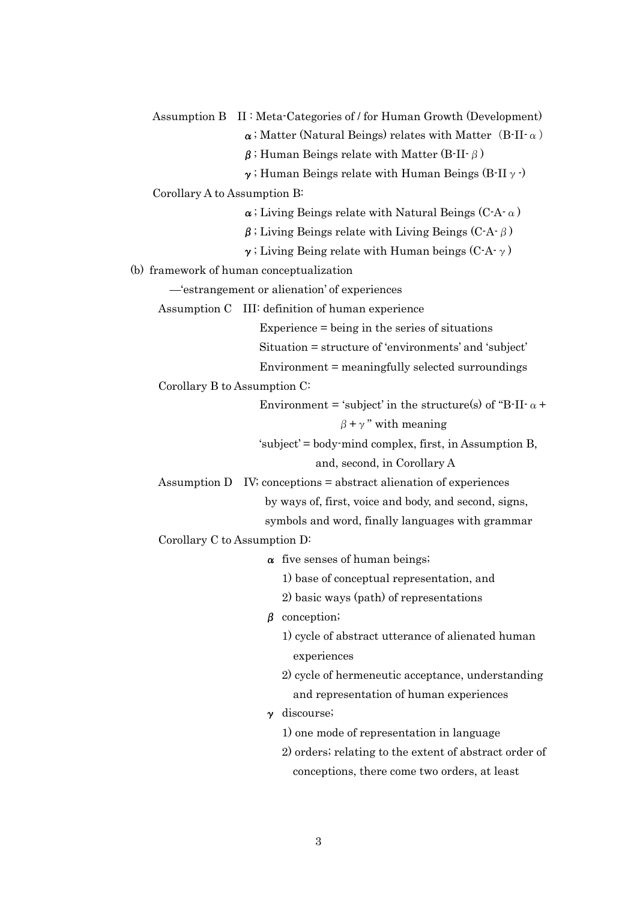Assumption B II : Meta-Categories of / for Human Growth (Development)

- **α** ; Matter (Natural Beings) relates with Matter (B-II-$\alpha$)
- **β** ; Human Beings relate with Matter (B-II-$\beta$)
- **γ** ; Human Beings relate with Human Beings (B-II $\gamma$ -)

Corollary A to Assumption B:

- **α** ; Living Beings relate with Natural Beings (C-A-$\alpha$)
- **β** ; Living Beings relate with Living Beings (C-A-$\beta$)
- **γ** ; Living Being relate with Human beings (C-A-$\gamma$)

(b) framework of human conceptualization

—'estrangement or alienation' of experiences

Assumption C III: definition of human experience

Experience = being in the series of situations

Situation = structure of 'environments' and 'subject'

Environment = meaningfully selected surroundings

Corollary B to Assumption C:

Environment = 'subject' in the structure(s) of "B-II-$\alpha + \beta + \gamma$" with meaning

'subject' = body-mind complex, first, in Assumption B, and, second, in Corollary A

Assumption D IV; conceptions = abstract alienation of experiences by ways of, first, voice and body, and second, signs, symbols and word, finally languages with grammar

Corollary C to Assumption D:

- **α** five senses of human beings;
  1) base of conceptual representation, and
  2) basic ways (path) of representations
- **β** conception;
  1) cycle of abstract utterance of alienated human experiences
  2) cycle of hermeneutic acceptance, understanding and representation of human experiences
- **γ** discourse;
  1) one mode of representation in language
  2) orders; relating to the extent of abstract order of conceptions, there come two orders, at least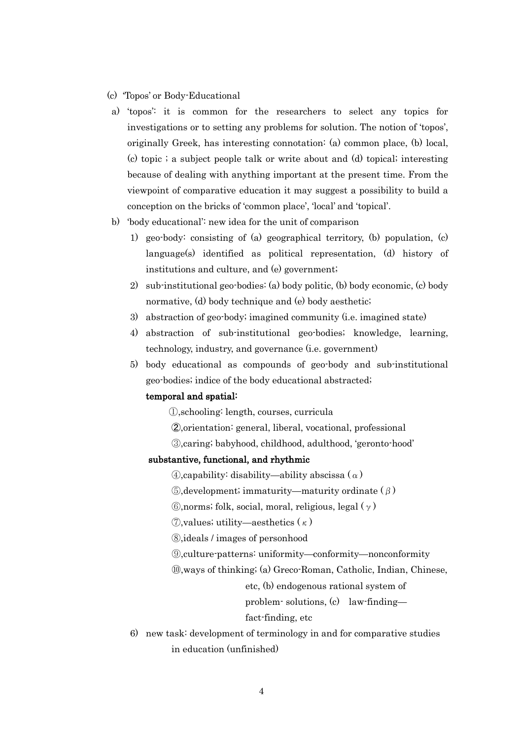(c) 'Topos' or Body-Educational

a) 'topos': it is common for the researchers to select any topics for investigations or to setting any problems for solution. The notion of 'topos', originally Greek, has interesting connotation: (a) common place, (b) local, (c) topic ; a subject people talk or write about and (d) topical; interesting because of dealing with anything important at the present time. From the viewpoint of comparative education it may suggest a possibility to build a conception on the bricks of 'common place', 'local' and 'topical'.

b) 'body educational': new idea for the unit of comparison

1) geo-body: consisting of (a) geographical territory, (b) population, (c) language(s) identified as political representation, (d) history of institutions and culture, and (e) government;
2) sub-institutional geo-bodies: (a) body politic, (b) body economic, (c) body normative, (d) body technique and (e) body aesthetic;
3) abstraction of geo-body; imagined community (i.e. imagined state)
4) abstraction of sub-institutional geo-bodies; knowledge, learning, technology, industry, and governance (i.e. government)
5) body educational as compounds of geo-body and sub-institutional geo-bodies; indice of the body educational abstracted;

**temporal and spatial:**

①,schooling: length, courses, curricula

②,orientation: general, liberal, vocational, professional

③,caring; babyhood, childhood, adulthood, 'geronto-hood'

**substantive, functional, and rhythmic**

④,capability: disability—ability abscissa ($\alpha$)

⑤,development; immaturity—maturity ordinate ($\beta$)

⑥,norms; folk, social, moral, religious, legal ($\gamma$)

⑦,values; utility—aesthetics ($\kappa$)

⑧,ideals / images of personhood

⑨,culture-patterns: uniformity—conformity—nonconformity

⑩,ways of thinking; (a) Greco-Roman, Catholic, Indian, Chinese, etc, (b) endogenous rational system of problem- solutions, (c) law-finding—fact-finding, etc

6) new task: development of terminology in and for comparative studies in education (unfinished)